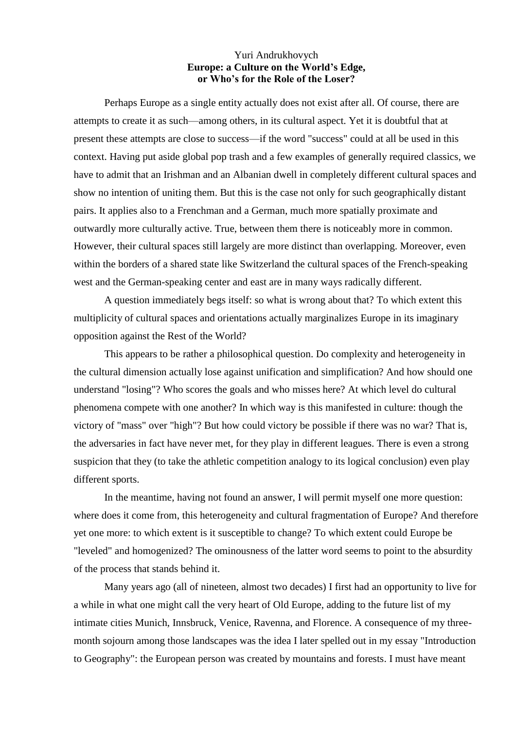Yuri Andrukhovych

# Europe: a Culture on the World's Edge, or Who's for the Role of the Loser?

Perhaps Europe as a single entity actually does not exist after all. Of course, there are attempts to create it as such—among others, in its cultural aspect. Yet it is doubtful that at present these attempts are close to success—if the word "success" could at all be used in this context. Having put aside global pop trash and a few examples of generally required classics, we have to admit that an Irishman and an Albanian dwell in completely different cultural spaces and show no intention of uniting them. But this is the case not only for such geographically distant pairs. It applies also to a Frenchman and a German, much more spatially proximate and outwardly more culturally active. True, between them there is noticeably more in common. However, their cultural spaces still largely are more distinct than overlapping. Moreover, even within the borders of a shared state like Switzerland the cultural spaces of the French-speaking west and the German-speaking center and east are in many ways radically different.

A question immediately begs itself: so what is wrong about that? To which extent this multiplicity of cultural spaces and orientations actually marginalizes Europe in its imaginary opposition against the Rest of the World?

This appears to be rather a philosophical question. Do complexity and heterogeneity in the cultural dimension actually lose against unification and simplification? And how should one understand "losing"? Who scores the goals and who misses here? At which level do cultural phenomena compete with one another? In which way is this manifested in culture: though the victory of "mass" over "high"? But how could victory be possible if there was no war? That is, the adversaries in fact have never met, for they play in different leagues. There is even a strong suspicion that they (to take the athletic competition analogy to its logical conclusion) even play different sports.

In the meantime, having not found an answer, I will permit myself one more question: where does it come from, this heterogeneity and cultural fragmentation of Europe? And therefore yet one more: to which extent is it susceptible to change? To which extent could Europe be "leveled" and homogenized? The ominousness of the latter word seems to point to the absurdity of the process that stands behind it.

Many years ago (all of nineteen, almost two decades) I first had an opportunity to live for a while in what one might call the very heart of Old Europe, adding to the future list of my intimate cities Munich, Innsbruck, Venice, Ravenna, and Florence. A consequence of my three-month sojourn among those landscapes was the idea I later spelled out in my essay "Introduction to Geography": the European person was created by mountains and forests. I must have meant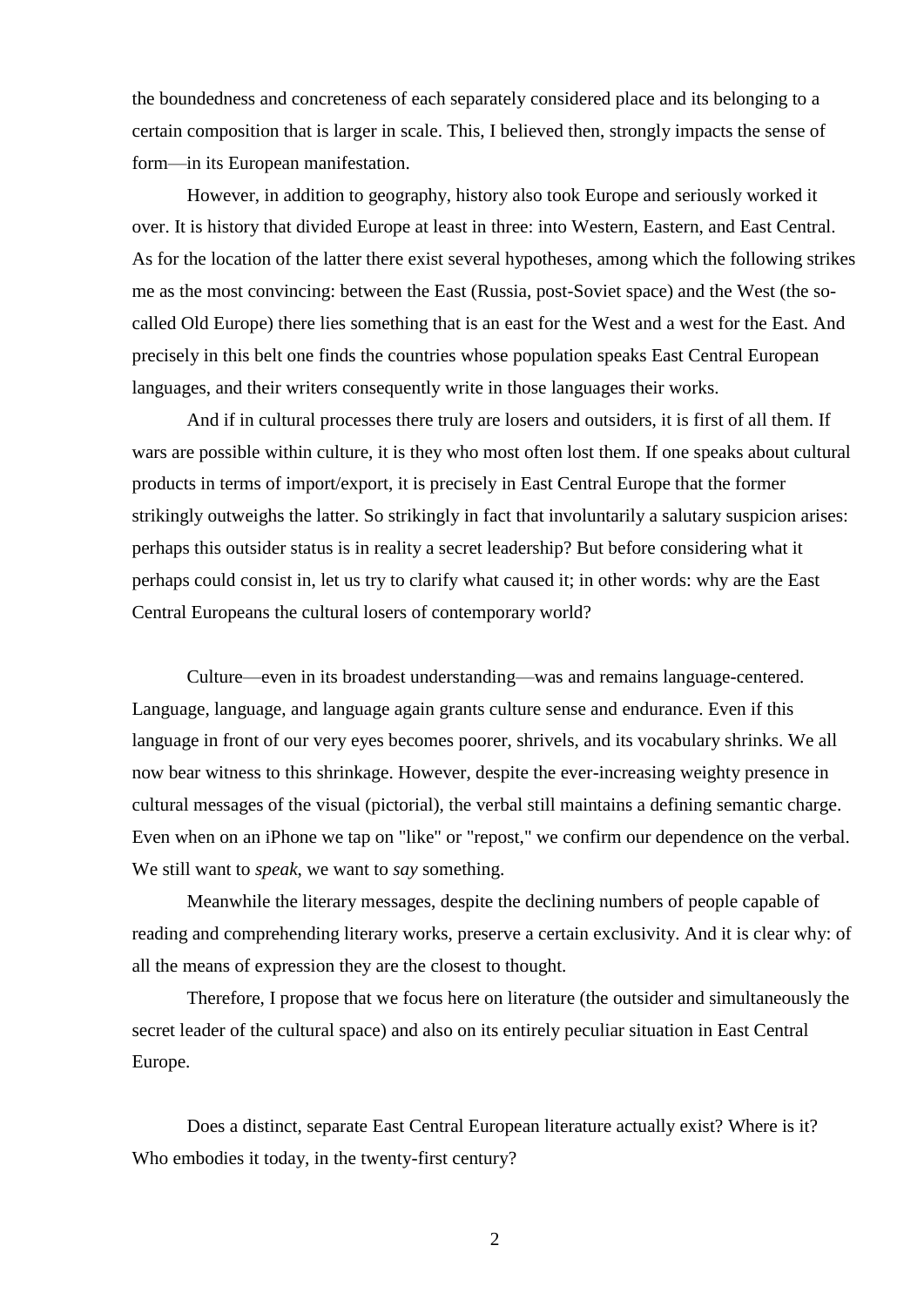the boundedness and concreteness of each separately considered place and its belonging to a certain composition that is larger in scale. This, I believed then, strongly impacts the sense of form—in its European manifestation.

However, in addition to geography, history also took Europe and seriously worked it over. It is history that divided Europe at least in three: into Western, Eastern, and East Central. As for the location of the latter there exist several hypotheses, among which the following strikes me as the most convincing: between the East (Russia, post-Soviet space) and the West (the so-called Old Europe) there lies something that is an east for the West and a west for the East. And precisely in this belt one finds the countries whose population speaks East Central European languages, and their writers consequently write in those languages their works.

And if in cultural processes there truly are losers and outsiders, it is first of all them. If wars are possible within culture, it is they who most often lost them. If one speaks about cultural products in terms of import/export, it is precisely in East Central Europe that the former strikingly outweighs the latter. So strikingly in fact that involuntarily a salutary suspicion arises: perhaps this outsider status is in reality a secret leadership? But before considering what it perhaps could consist in, let us try to clarify what caused it; in other words: why are the East Central Europeans the cultural losers of contemporary world?

Culture—even in its broadest understanding—was and remains language-centered. Language, language, and language again grants culture sense and endurance. Even if this language in front of our very eyes becomes poorer, shrivels, and its vocabulary shrinks. We all now bear witness to this shrinkage. However, despite the ever-increasing weighty presence in cultural messages of the visual (pictorial), the verbal still maintains a defining semantic charge. Even when on an iPhone we tap on "like" or "repost," we confirm our dependence on the verbal. We still want to *speak*, we want to *say* something.

Meanwhile the literary messages, despite the declining numbers of people capable of reading and comprehending literary works, preserve a certain exclusivity. And it is clear why: of all the means of expression they are the closest to thought.

Therefore, I propose that we focus here on literature (the outsider and simultaneously the secret leader of the cultural space) and also on its entirely peculiar situation in East Central Europe.

Does a distinct, separate East Central European literature actually exist? Where is it? Who embodies it today, in the twenty-first century?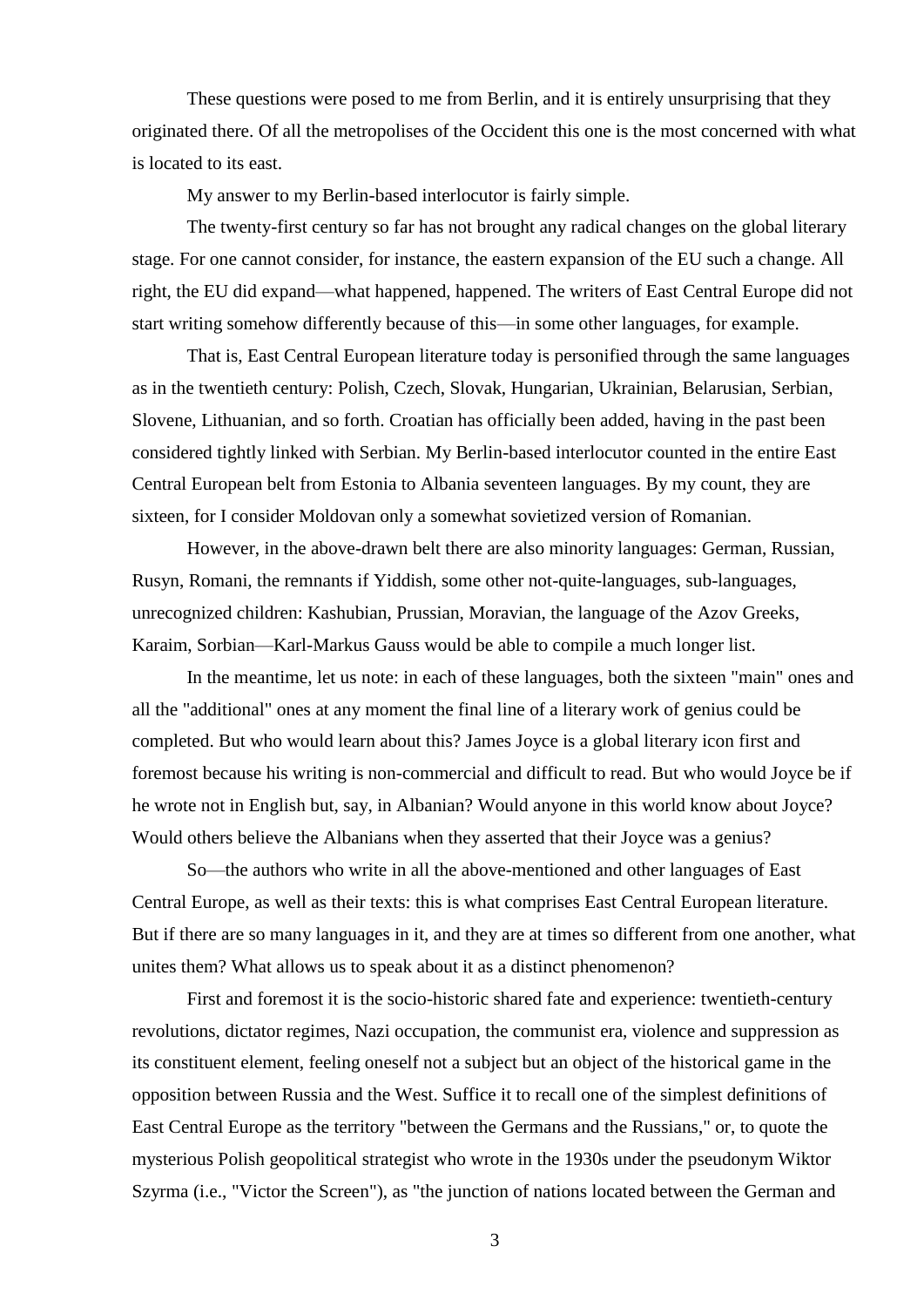These questions were posed to me from Berlin, and it is entirely unsurprising that they originated there. Of all the metropolises of the Occident this one is the most concerned with what is located to its east.

My answer to my Berlin-based interlocutor is fairly simple.

The twenty-first century so far has not brought any radical changes on the global literary stage. For one cannot consider, for instance, the eastern expansion of the EU such a change. All right, the EU did expand—what happened, happened. The writers of East Central Europe did not start writing somehow differently because of this—in some other languages, for example.

That is, East Central European literature today is personified through the same languages as in the twentieth century: Polish, Czech, Slovak, Hungarian, Ukrainian, Belarusian, Serbian, Slovene, Lithuanian, and so forth. Croatian has officially been added, having in the past been considered tightly linked with Serbian. My Berlin-based interlocutor counted in the entire East Central European belt from Estonia to Albania seventeen languages. By my count, they are sixteen, for I consider Moldovan only a somewhat sovietized version of Romanian.

However, in the above-drawn belt there are also minority languages: German, Russian, Rusyn, Romani, the remnants if Yiddish, some other not-quite-languages, sub-languages, unrecognized children: Kashubian, Prussian, Moravian, the language of the Azov Greeks, Karaim, Sorbian—Karl-Markus Gauss would be able to compile a much longer list.

In the meantime, let us note: in each of these languages, both the sixteen "main" ones and all the "additional" ones at any moment the final line of a literary work of genius could be completed. But who would learn about this? James Joyce is a global literary icon first and foremost because his writing is non-commercial and difficult to read. But who would Joyce be if he wrote not in English but, say, in Albanian? Would anyone in this world know about Joyce? Would others believe the Albanians when they asserted that their Joyce was a genius?

So—the authors who write in all the above-mentioned and other languages of East Central Europe, as well as their texts: this is what comprises East Central European literature. But if there are so many languages in it, and they are at times so different from one another, what unites them? What allows us to speak about it as a distinct phenomenon?

First and foremost it is the socio-historic shared fate and experience: twentieth-century revolutions, dictator regimes, Nazi occupation, the communist era, violence and suppression as its constituent element, feeling oneself not a subject but an object of the historical game in the opposition between Russia and the West. Suffice it to recall one of the simplest definitions of East Central Europe as the territory "between the Germans and the Russians," or, to quote the mysterious Polish geopolitical strategist who wrote in the 1930s under the pseudonym Wiktor Szyrma (i.e., "Victor the Screen"), as "the junction of nations located between the German and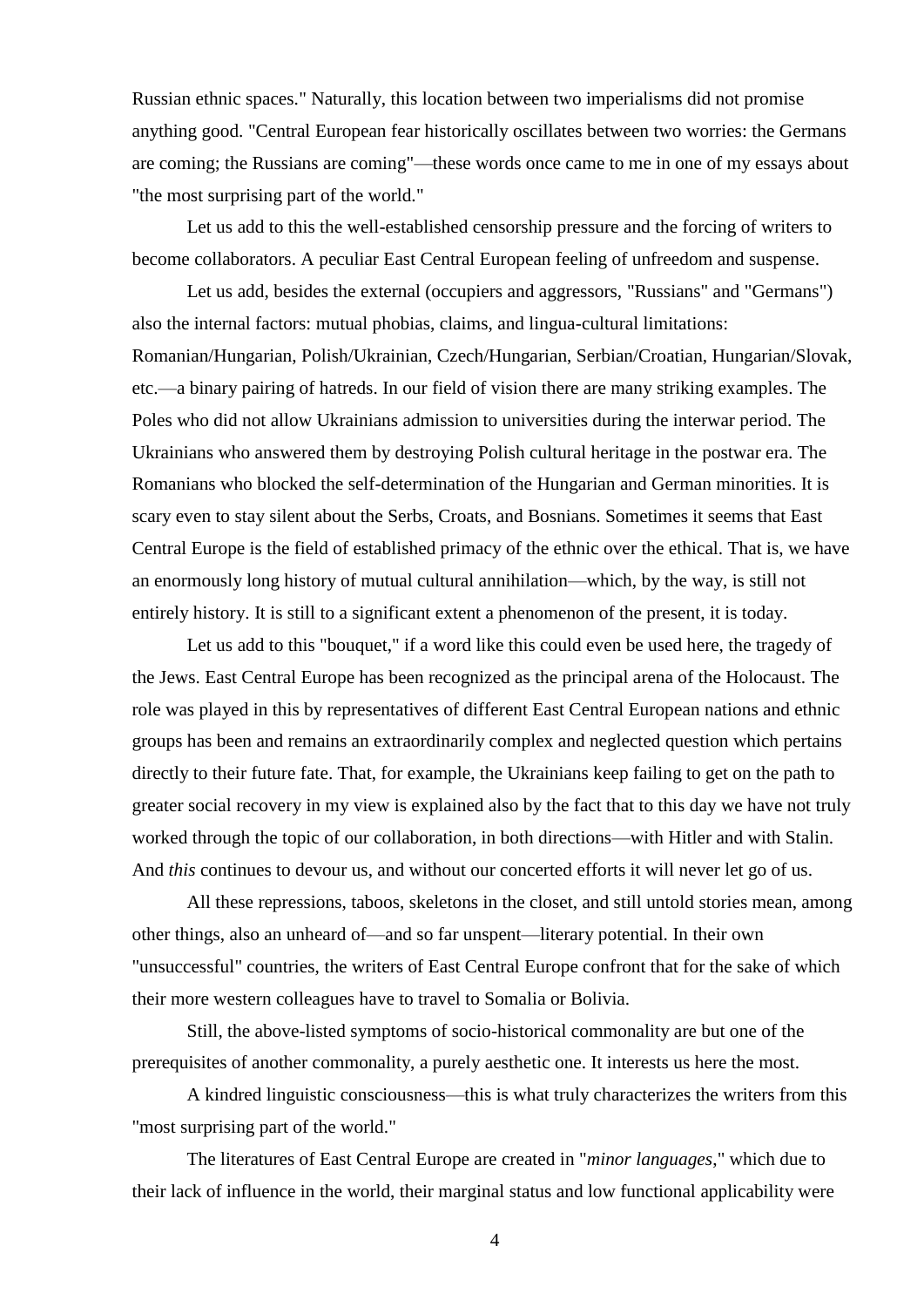Russian ethnic spaces." Naturally, this location between two imperialisms did not promise anything good. "Central European fear historically oscillates between two worries: the Germans are coming; the Russians are coming"—these words once came to me in one of my essays about "the most surprising part of the world."

Let us add to this the well-established censorship pressure and the forcing of writers to become collaborators. A peculiar East Central European feeling of unfreedom and suspense.

Let us add, besides the external (occupiers and aggressors, "Russians" and "Germans") also the internal factors: mutual phobias, claims, and lingua-cultural limitations: Romanian/Hungarian, Polish/Ukrainian, Czech/Hungarian, Serbian/Croatian, Hungarian/Slovak, etc.—a binary pairing of hatreds. In our field of vision there are many striking examples. The Poles who did not allow Ukrainians admission to universities during the interwar period. The Ukrainians who answered them by destroying Polish cultural heritage in the postwar era. The Romanians who blocked the self-determination of the Hungarian and German minorities. It is scary even to stay silent about the Serbs, Croats, and Bosnians. Sometimes it seems that East Central Europe is the field of established primacy of the ethnic over the ethical. That is, we have an enormously long history of mutual cultural annihilation—which, by the way, is still not entirely history. It is still to a significant extent a phenomenon of the present, it is today.

Let us add to this "bouquet," if a word like this could even be used here, the tragedy of the Jews. East Central Europe has been recognized as the principal arena of the Holocaust. The role was played in this by representatives of different East Central European nations and ethnic groups has been and remains an extraordinarily complex and neglected question which pertains directly to their future fate. That, for example, the Ukrainians keep failing to get on the path to greater social recovery in my view is explained also by the fact that to this day we have not truly worked through the topic of our collaboration, in both directions—with Hitler and with Stalin. And *this* continues to devour us, and without our concerted efforts it will never let go of us.

All these repressions, taboos, skeletons in the closet, and still untold stories mean, among other things, also an unheard of—and so far unspent—literary potential. In their own "unsuccessful" countries, the writers of East Central Europe confront that for the sake of which their more western colleagues have to travel to Somalia or Bolivia.

Still, the above-listed symptoms of socio-historical commonality are but one of the prerequisites of another commonality, a purely aesthetic one. It interests us here the most.

A kindred linguistic consciousness—this is what truly characterizes the writers from this "most surprising part of the world."

The literatures of East Central Europe are created in "*minor languages*," which due to their lack of influence in the world, their marginal status and low functional applicability were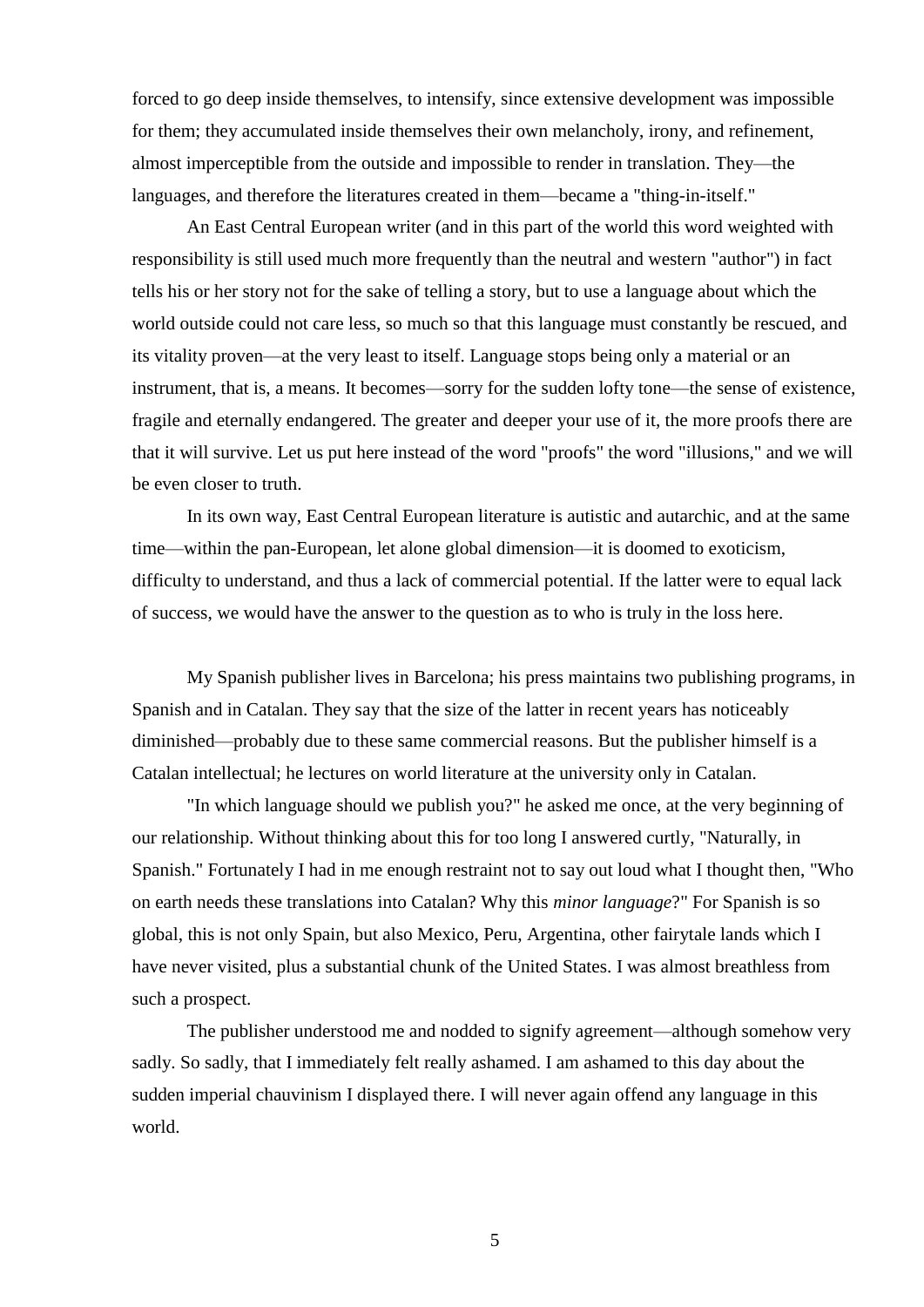forced to go deep inside themselves, to intensify, since extensive development was impossible for them; they accumulated inside themselves their own melancholy, irony, and refinement, almost imperceptible from the outside and impossible to render in translation. They—the languages, and therefore the literatures created in them—became a "thing-in-itself."

An East Central European writer (and in this part of the world this word weighted with responsibility is still used much more frequently than the neutral and western "author") in fact tells his or her story not for the sake of telling a story, but to use a language about which the world outside could not care less, so much so that this language must constantly be rescued, and its vitality proven—at the very least to itself. Language stops being only a material or an instrument, that is, a means. It becomes—sorry for the sudden lofty tone—the sense of existence, fragile and eternally endangered. The greater and deeper your use of it, the more proofs there are that it will survive. Let us put here instead of the word "proofs" the word "illusions," and we will be even closer to truth.

In its own way, East Central European literature is autistic and autarchic, and at the same time—within the pan-European, let alone global dimension—it is doomed to exoticism, difficulty to understand, and thus a lack of commercial potential. If the latter were to equal lack of success, we would have the answer to the question as to who is truly in the loss here.

My Spanish publisher lives in Barcelona; his press maintains two publishing programs, in Spanish and in Catalan. They say that the size of the latter in recent years has noticeably diminished—probably due to these same commercial reasons. But the publisher himself is a Catalan intellectual; he lectures on world literature at the university only in Catalan.

"In which language should we publish you?" he asked me once, at the very beginning of our relationship. Without thinking about this for too long I answered curtly, "Naturally, in Spanish." Fortunately I had in me enough restraint not to say out loud what I thought then, "Who on earth needs these translations into Catalan? Why this *minor language*?" For Spanish is so global, this is not only Spain, but also Mexico, Peru, Argentina, other fairytale lands which I have never visited, plus a substantial chunk of the United States. I was almost breathless from such a prospect.

The publisher understood me and nodded to signify agreement—although somehow very sadly. So sadly, that I immediately felt really ashamed. I am ashamed to this day about the sudden imperial chauvinism I displayed there. I will never again offend any language in this world.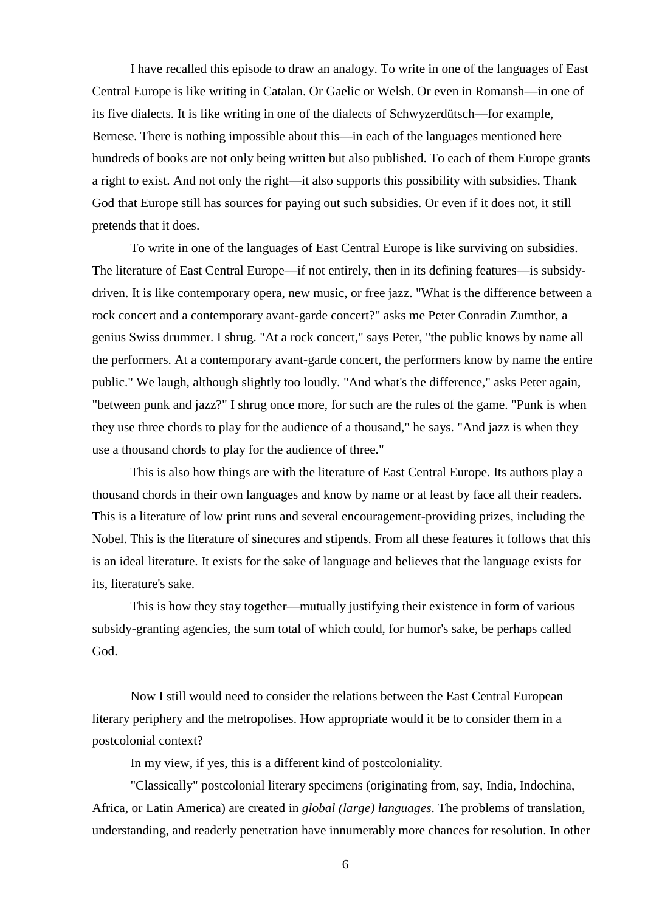I have recalled this episode to draw an analogy. To write in one of the languages of East Central Europe is like writing in Catalan. Or Gaelic or Welsh. Or even in Romansh—in one of its five dialects. It is like writing in one of the dialects of Schwyzerdütsch—for example, Bernese. There is nothing impossible about this—in each of the languages mentioned here hundreds of books are not only being written but also published. To each of them Europe grants a right to exist. And not only the right—it also supports this possibility with subsidies. Thank God that Europe still has sources for paying out such subsidies. Or even if it does not, it still pretends that it does.

To write in one of the languages of East Central Europe is like surviving on subsidies. The literature of East Central Europe—if not entirely, then in its defining features—is subsidy-driven. It is like contemporary opera, new music, or free jazz. "What is the difference between a rock concert and a contemporary avant-garde concert?" asks me Peter Conradin Zumthor, a genius Swiss drummer. I shrug. "At a rock concert," says Peter, "the public knows by name all the performers. At a contemporary avant-garde concert, the performers know by name the entire public." We laugh, although slightly too loudly. "And what's the difference," asks Peter again, "between punk and jazz?" I shrug once more, for such are the rules of the game. "Punk is when they use three chords to play for the audience of a thousand," he says. "And jazz is when they use a thousand chords to play for the audience of three."

This is also how things are with the literature of East Central Europe. Its authors play a thousand chords in their own languages and know by name or at least by face all their readers. This is a literature of low print runs and several encouragement-providing prizes, including the Nobel. This is the literature of sinecures and stipends. From all these features it follows that this is an ideal literature. It exists for the sake of language and believes that the language exists for its, literature's sake.

This is how they stay together—mutually justifying their existence in form of various subsidy-granting agencies, the sum total of which could, for humor's sake, be perhaps called God.

Now I still would need to consider the relations between the East Central European literary periphery and the metropolises. How appropriate would it be to consider them in a postcolonial context?

In my view, if yes, this is a different kind of postcoloniality.

"Classically" postcolonial literary specimens (originating from, say, India, Indochina, Africa, or Latin America) are created in *global (large) languages*. The problems of translation, understanding, and readerly penetration have innumerably more chances for resolution. In other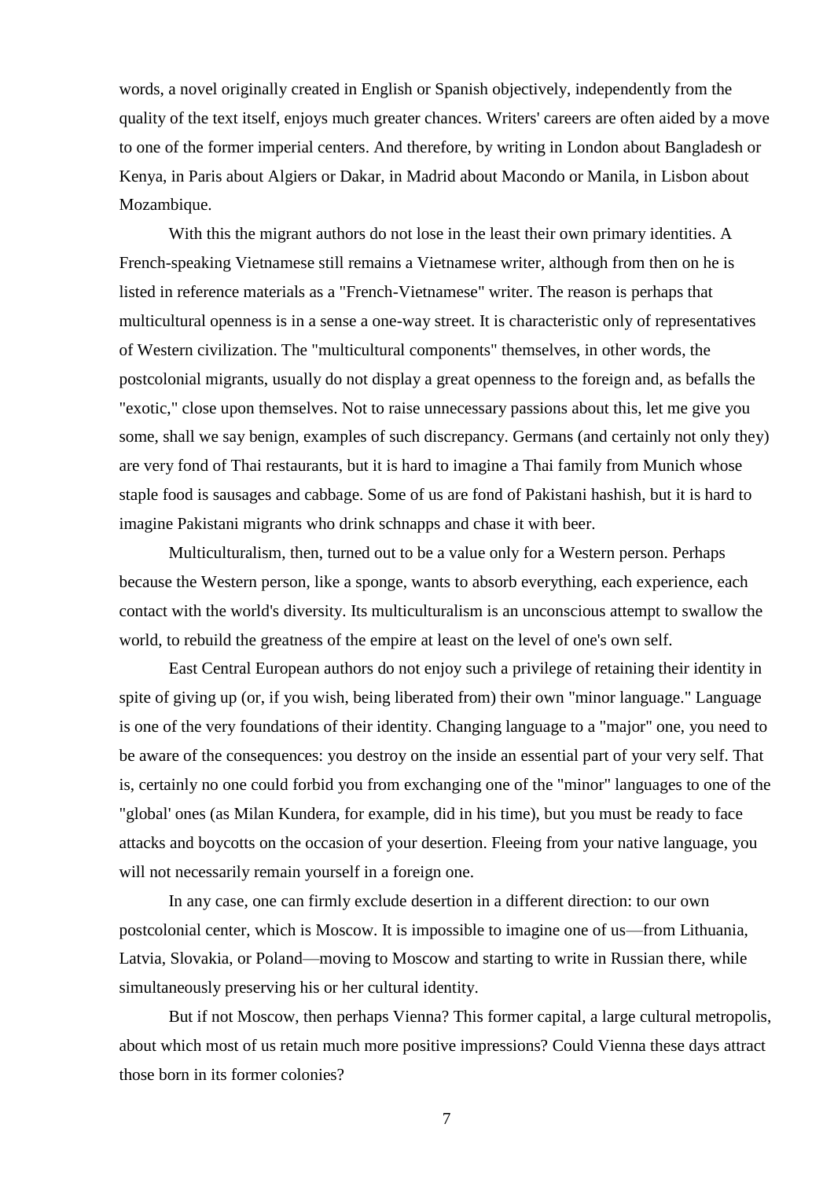words, a novel originally created in English or Spanish objectively, independently from the quality of the text itself, enjoys much greater chances. Writers' careers are often aided by a move to one of the former imperial centers. And therefore, by writing in London about Bangladesh or Kenya, in Paris about Algiers or Dakar, in Madrid about Macondo or Manila, in Lisbon about Mozambique.

With this the migrant authors do not lose in the least their own primary identities. A French-speaking Vietnamese still remains a Vietnamese writer, although from then on he is listed in reference materials as a "French-Vietnamese" writer. The reason is perhaps that multicultural openness is in a sense a one-way street. It is characteristic only of representatives of Western civilization. The "multicultural components" themselves, in other words, the postcolonial migrants, usually do not display a great openness to the foreign and, as befalls the "exotic," close upon themselves. Not to raise unnecessary passions about this, let me give you some, shall we say benign, examples of such discrepancy. Germans (and certainly not only they) are very fond of Thai restaurants, but it is hard to imagine a Thai family from Munich whose staple food is sausages and cabbage. Some of us are fond of Pakistani hashish, but it is hard to imagine Pakistani migrants who drink schnapps and chase it with beer.

Multiculturalism, then, turned out to be a value only for a Western person. Perhaps because the Western person, like a sponge, wants to absorb everything, each experience, each contact with the world's diversity. Its multiculturalism is an unconscious attempt to swallow the world, to rebuild the greatness of the empire at least on the level of one's own self.

East Central European authors do not enjoy such a privilege of retaining their identity in spite of giving up (or, if you wish, being liberated from) their own "minor language." Language is one of the very foundations of their identity. Changing language to a "major" one, you need to be aware of the consequences: you destroy on the inside an essential part of your very self. That is, certainly no one could forbid you from exchanging one of the "minor" languages to one of the "global' ones (as Milan Kundera, for example, did in his time), but you must be ready to face attacks and boycotts on the occasion of your desertion. Fleeing from your native language, you will not necessarily remain yourself in a foreign one.

In any case, one can firmly exclude desertion in a different direction: to our own postcolonial center, which is Moscow. It is impossible to imagine one of us—from Lithuania, Latvia, Slovakia, or Poland—moving to Moscow and starting to write in Russian there, while simultaneously preserving his or her cultural identity.

But if not Moscow, then perhaps Vienna? This former capital, a large cultural metropolis, about which most of us retain much more positive impressions? Could Vienna these days attract those born in its former colonies?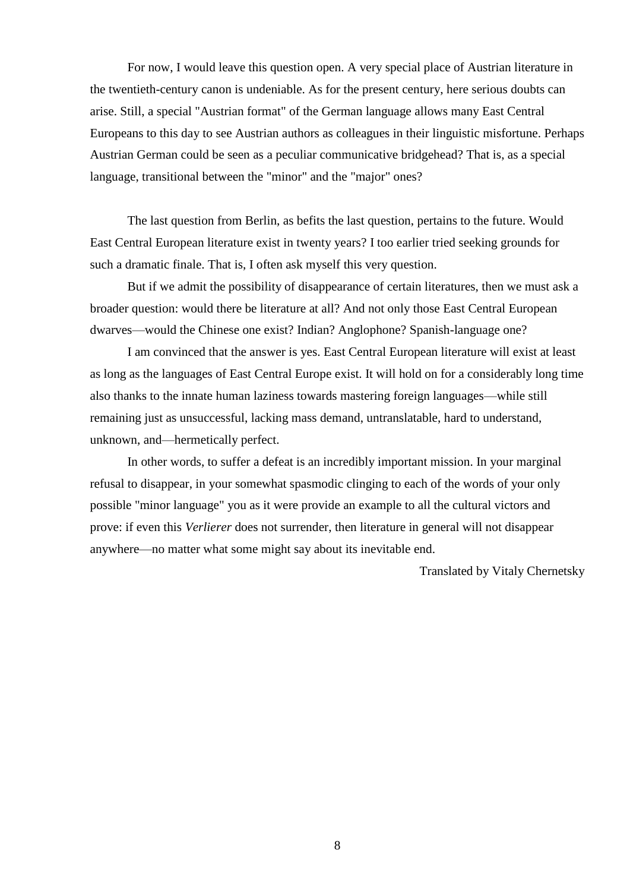For now, I would leave this question open. A very special place of Austrian literature in the twentieth-century canon is undeniable. As for the present century, here serious doubts can arise. Still, a special "Austrian format" of the German language allows many East Central Europeans to this day to see Austrian authors as colleagues in their linguistic misfortune. Perhaps Austrian German could be seen as a peculiar communicative bridgehead? That is, as a special language, transitional between the "minor" and the "major" ones?

The last question from Berlin, as befits the last question, pertains to the future. Would East Central European literature exist in twenty years? I too earlier tried seeking grounds for such a dramatic finale. That is, I often ask myself this very question.

But if we admit the possibility of disappearance of certain literatures, then we must ask a broader question: would there be literature at all? And not only those East Central European dwarves—would the Chinese one exist? Indian? Anglophone? Spanish-language one?

I am convinced that the answer is yes. East Central European literature will exist at least as long as the languages of East Central Europe exist. It will hold on for a considerably long time also thanks to the innate human laziness towards mastering foreign languages—while still remaining just as unsuccessful, lacking mass demand, untranslatable, hard to understand, unknown, and—hermetically perfect.

In other words, to suffer a defeat is an incredibly important mission. In your marginal refusal to disappear, in your somewhat spasmodic clinging to each of the words of your only possible "minor language" you as it were provide an example to all the cultural victors and prove: if even this *Verlierer* does not surrender, then literature in general will not disappear anywhere—no matter what some might say about its inevitable end.

Translated by Vitaly Chernetsky